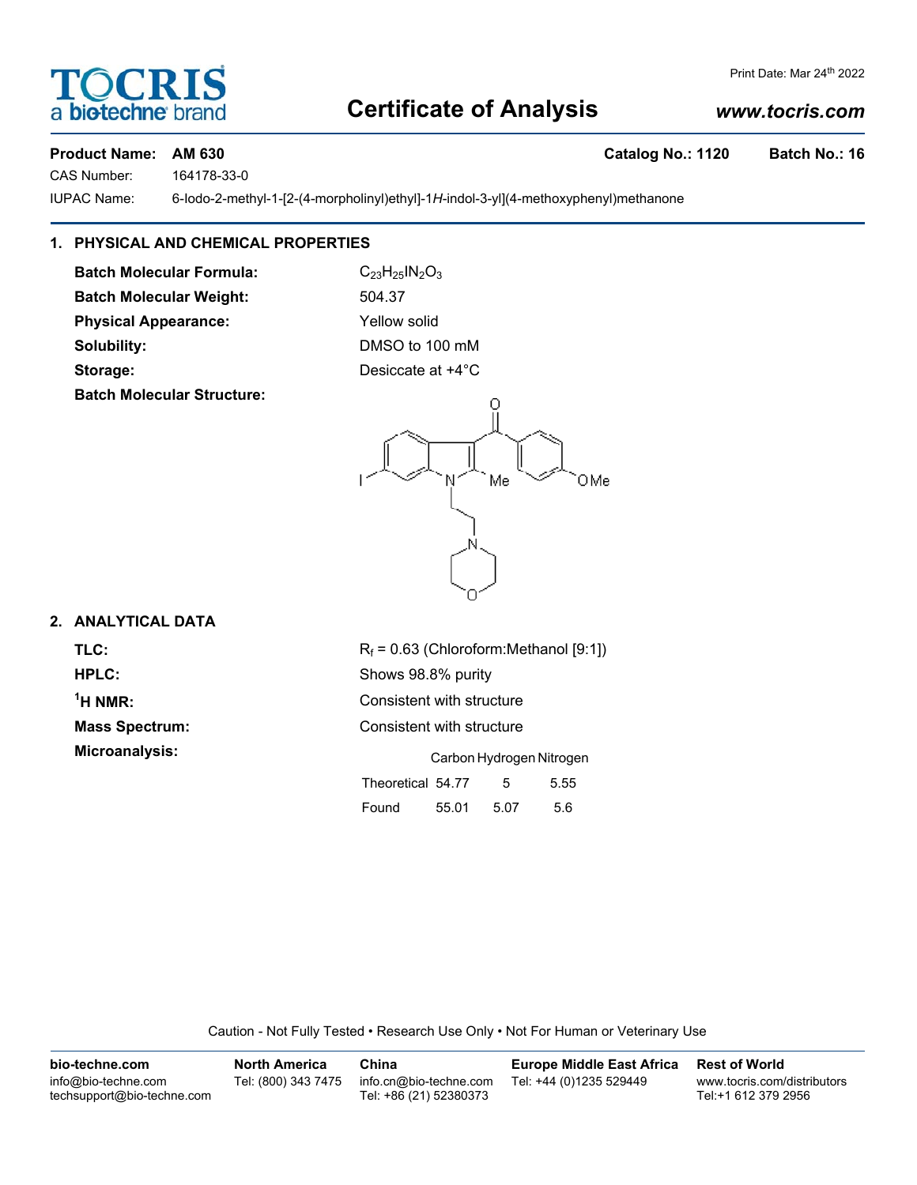# Certificate of Analysis

Print Date: Mar 24th 2022

www.tocris.com

**Product Name: AM 630** **Catalog No.: 1120** **Batch No.: 16**

CAS Number: 164178-33-0

IUPAC Name: 6-Iodo-2-methyl-1-[2-(4-morpholinyl)ethyl]-1*H*-indol-3-yl](4-methoxyphenyl)methanone

## 1. PHYSICAL AND CHEMICAL PROPERTIES

**Batch Molecular Formula:** $C_{23}H_{25}IN_2O_3$

**Batch Molecular Weight:** 504.37

**Physical Appearance:** Yellow solid

**Solubility:** DMSO to 100 mM

**Storage:** Desiccate at +4°C

**Batch Molecular Structure:**

## 2. ANALYTICAL DATA

**TLC:** $R_f$ = 0.63 (Chloroform:Methanol [9:1])

**HPLC:** Shows 98.8% purity

**$^1$H NMR:** Consistent with structure

**Mass Spectrum:** Consistent with structure

**Microanalysis:**

| | Carbon | Hydrogen | Nitrogen |
|---|---|---|---|
| Theoretical | 54.77 | 5 | 5.55 |
| Found | 55.01 | 5.07 | 5.6 |

Caution - Not Fully Tested • Research Use Only • Not For Human or Veterinary Use

**bio-techne.com**
info@bio-techne.com
techsupport@bio-techne.com

**North America**
Tel: (800) 343 7475

**China**
info.cn@bio-techne.com
Tel: +86 (21) 52380373

**Europe Middle East Africa**
Tel: +44 (0)1235 529449

**Rest of World**
www.tocris.com/distributors
Tel:+1 612 379 2956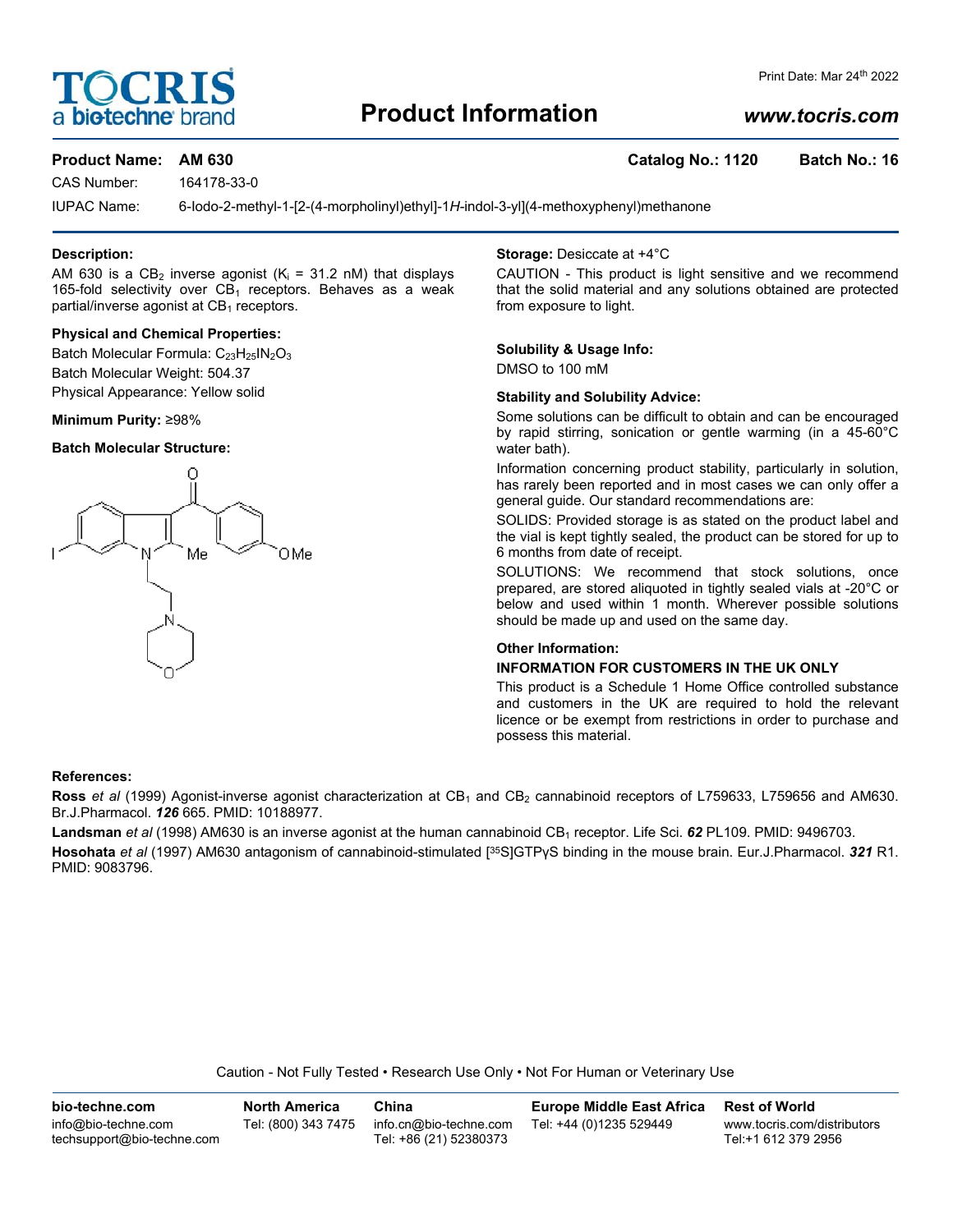# TOCRIS
a bio-techne brand

Print Date: Mar 24th 2022

# Product Information

*www.tocris.com*

**Product Name: AM 630** **Catalog No.: 1120** **Batch No.: 16**

CAS Number: 164178-33-0

IUPAC Name: 6-Iodo-2-methyl-1-[2-(4-morpholinyl)ethyl]-1*H*-indol-3-yl](4-methoxyphenyl)methanone

### Description:

AM 630 is a $CB_2$ inverse agonist ($K_i$ = 31.2 nM) that displays 165-fold selectivity over $CB_1$ receptors. Behaves as a weak partial/inverse agonist at $CB_1$ receptors.

### Physical and Chemical Properties:

Batch Molecular Formula: $C_{23}H_{25}IN_2O_3$

Batch Molecular Weight: 504.37

Physical Appearance: Yellow solid

**Minimum Purity:** ≥98%

### Batch Molecular Structure:

I, N, Me, O, OMe, N, O

### Storage: Desiccate at +4°C

CAUTION - This product is light sensitive and we recommend that the solid material and any solutions obtained are protected from exposure to light.

### Solubility & Usage Info:

DMSO to 100 mM

### Stability and Solubility Advice:

Some solutions can be difficult to obtain and can be encouraged by rapid stirring, sonication or gentle warming (in a 45-60°C water bath).

Information concerning product stability, particularly in solution, has rarely been reported and in most cases we can only offer a general guide. Our standard recommendations are:

SOLIDS: Provided storage is as stated on the product label and the vial is kept tightly sealed, the product can be stored for up to 6 months from date of receipt.

SOLUTIONS: We recommend that stock solutions, once prepared, are stored aliquoted in tightly sealed vials at -20°C or below and used within 1 month. Wherever possible solutions should be made up and used on the same day.

### Other Information:

**INFORMATION FOR CUSTOMERS IN THE UK ONLY**

This product is a Schedule 1 Home Office controlled substance and customers in the UK are required to hold the relevant licence or be exempt from restrictions in order to purchase and possess this material.

### References:

**Ross** *et al* (1999) Agonist-inverse agonist characterization at $CB_1$ and $CB_2$ cannabinoid receptors of L759633, L759656 and AM630. Br.J.Pharmacol. ***126*** 665. PMID: 10188977.

**Landsman** *et al* (1998) AM630 is an inverse agonist at the human cannabinoid $CB_1$ receptor. Life Sci. ***62*** PL109. PMID: 9496703.

**Hosohata** *et al* (1997) AM630 antagonism of cannabinoid-stimulated [$^{35}$S]GTPγS binding in the mouse brain. Eur.J.Pharmacol. ***321*** R1. PMID: 9083796.

Caution - Not Fully Tested • Research Use Only • Not For Human or Veterinary Use

**bio-techne.com**
info@bio-techne.com
techsupport@bio-techne.com

**North America**
Tel: (800) 343 7475

**China**
info.cn@bio-techne.com
Tel: +86 (21) 52380373

**Europe Middle East Africa**
Tel: +44 (0)1235 529449

**Rest of World**
www.tocris.com/distributors
Tel:+1 612 379 2956